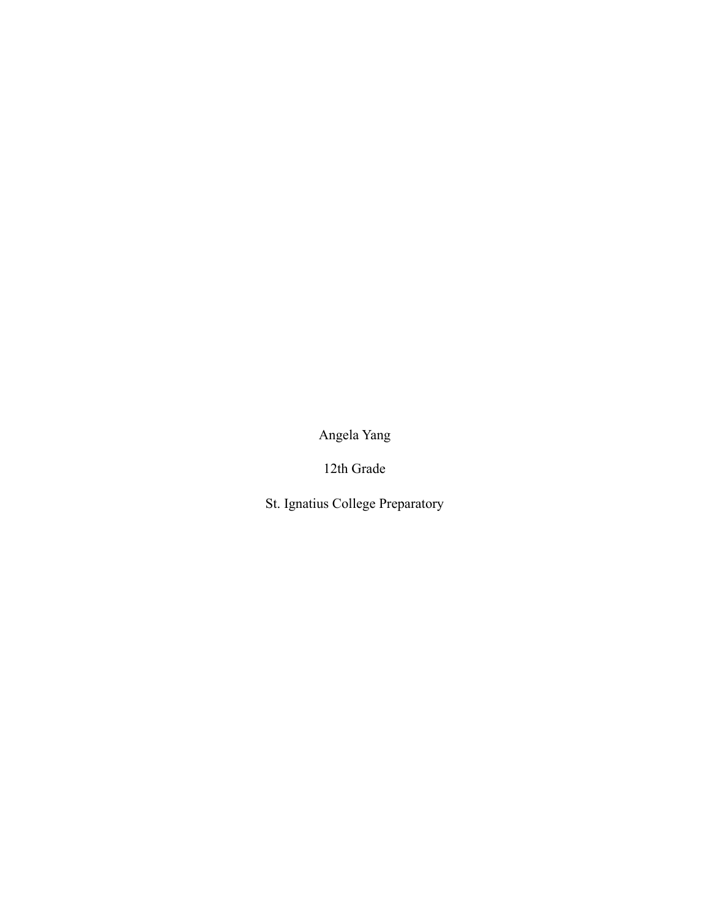Angela Yang

12th Grade

St. Ignatius College Preparatory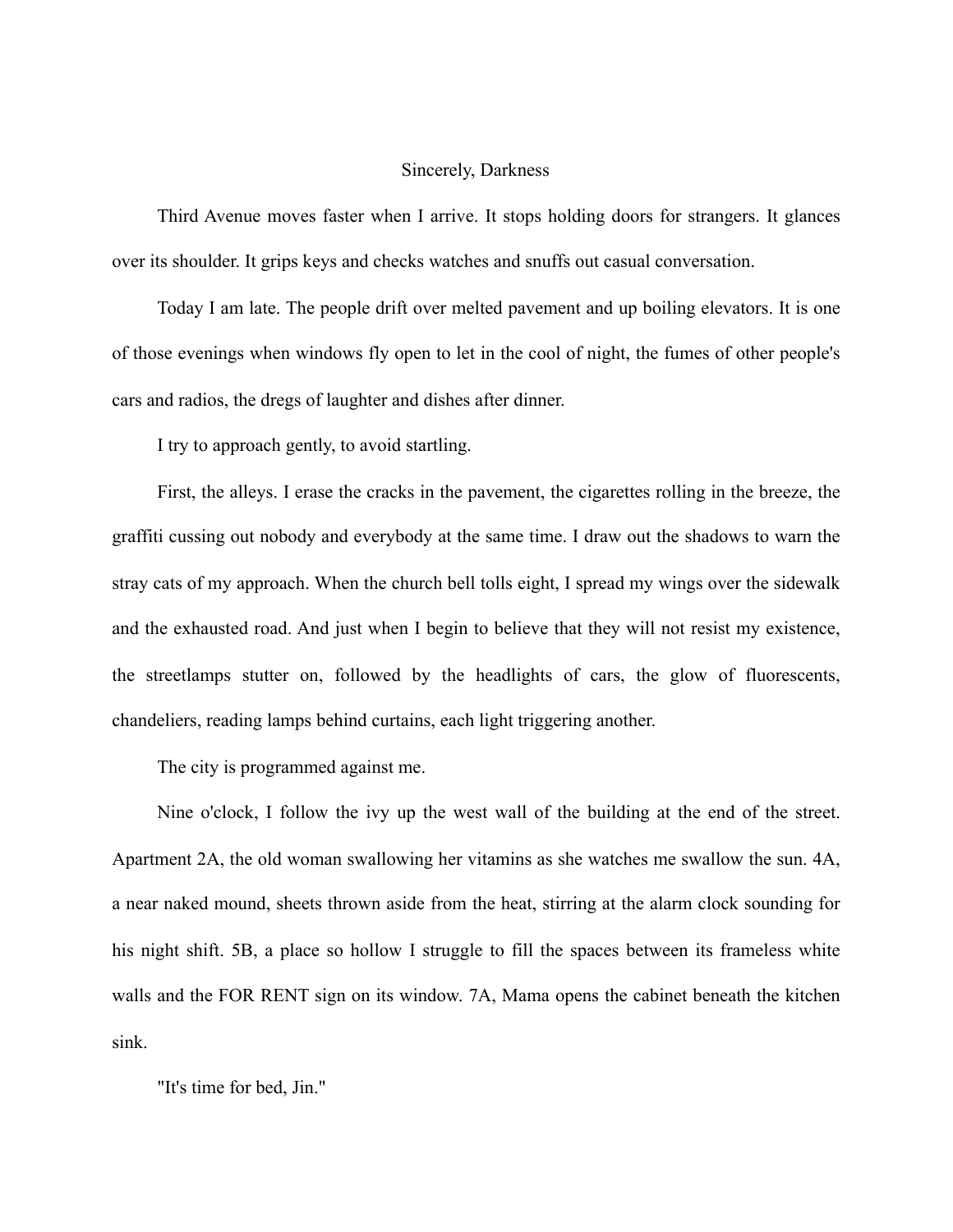# Sincerely, Darkness

Third Avenue moves faster when I arrive. It stops holding doors for strangers. It glances over its shoulder. It grips keys and checks watches and snuffs out casual conversation.

Today I am late. The people drift over melted pavement and up boiling elevators. It is one of those evenings when windows fly open to let in the cool of night, the fumes of other people's cars and radios, the dregs of laughter and dishes after dinner.

I try to approach gently, to avoid startling.

First, the alleys. I erase the cracks in the pavement, the cigarettes rolling in the breeze, the graffiti cussing out nobody and everybody at the same time. I draw out the shadows to warn the stray cats of my approach. When the church bell tolls eight, I spread my wings over the sidewalk and the exhausted road. And just when I begin to believe that they will not resist my existence, the streetlamps stutter on, followed by the headlights of cars, the glow of fluorescents, chandeliers, reading lamps behind curtains, each light triggering another.

The city is programmed against me.

Nine o'clock, I follow the ivy up the west wall of the building at the end of the street. Apartment 2A, the old woman swallowing her vitamins as she watches me swallow the sun. 4A, a near naked mound, sheets thrown aside from the heat, stirring at the alarm clock sounding for his night shift. 5B, a place so hollow I struggle to fill the spaces between its frameless white walls and the FOR RENT sign on its window. 7A, Mama opens the cabinet beneath the kitchen sink.

"It's time for bed, Jin."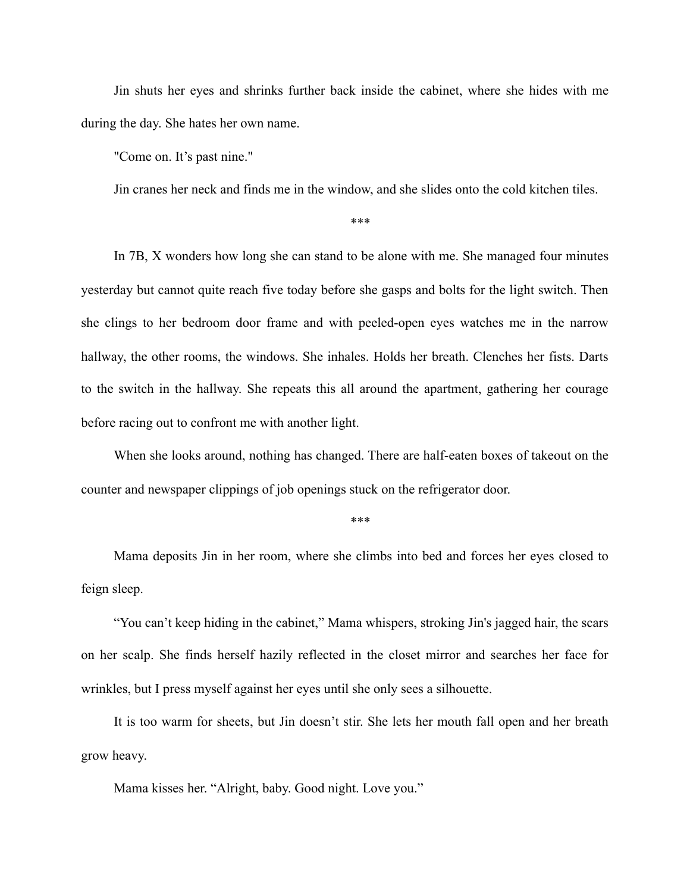Jin shuts her eyes and shrinks further back inside the cabinet, where she hides with me during the day. She hates her own name.

"Come on. It's past nine."

Jin cranes her neck and finds me in the window, and she slides onto the cold kitchen tiles.

***

In 7B, X wonders how long she can stand to be alone with me. She managed four minutes yesterday but cannot quite reach five today before she gasps and bolts for the light switch. Then she clings to her bedroom door frame and with peeled-open eyes watches me in the narrow hallway, the other rooms, the windows. She inhales. Holds her breath. Clenches her fists. Darts to the switch in the hallway. She repeats this all around the apartment, gathering her courage before racing out to confront me with another light.

When she looks around, nothing has changed. There are half-eaten boxes of takeout on the counter and newspaper clippings of job openings stuck on the refrigerator door.

***

Mama deposits Jin in her room, where she climbs into bed and forces her eyes closed to feign sleep.

"You can't keep hiding in the cabinet," Mama whispers, stroking Jin's jagged hair, the scars on her scalp. She finds herself hazily reflected in the closet mirror and searches her face for wrinkles, but I press myself against her eyes until she only sees a silhouette.

It is too warm for sheets, but Jin doesn't stir. She lets her mouth fall open and her breath grow heavy.

Mama kisses her. "Alright, baby. Good night. Love you."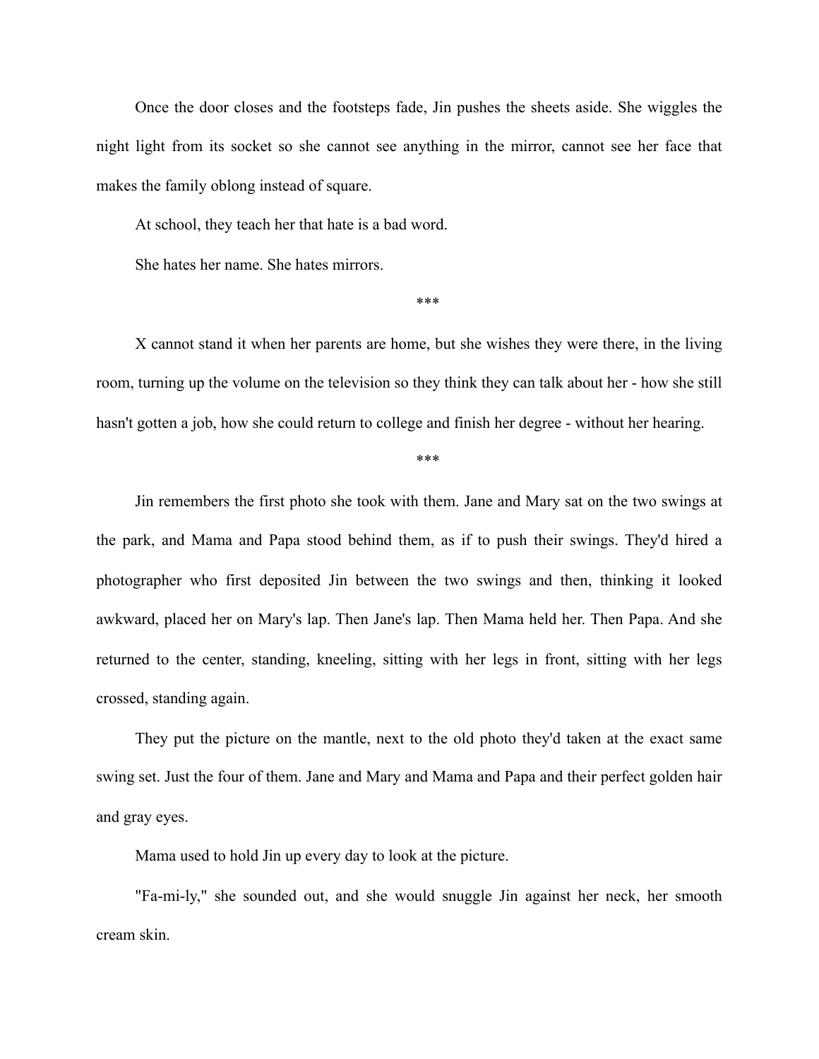Once the door closes and the footsteps fade, Jin pushes the sheets aside. She wiggles the night light from its socket so she cannot see anything in the mirror, cannot see her face that makes the family oblong instead of square.

At school, they teach her that hate is a bad word.

She hates her name. She hates mirrors.

***

X cannot stand it when her parents are home, but she wishes they were there, in the living room, turning up the volume on the television so they think they can talk about her - how she still hasn't gotten a job, how she could return to college and finish her degree - without her hearing.

***

Jin remembers the first photo she took with them. Jane and Mary sat on the two swings at the park, and Mama and Papa stood behind them, as if to push their swings. They'd hired a photographer who first deposited Jin between the two swings and then, thinking it looked awkward, placed her on Mary's lap. Then Jane's lap. Then Mama held her. Then Papa. And she returned to the center, standing, kneeling, sitting with her legs in front, sitting with her legs crossed, standing again.

They put the picture on the mantle, next to the old photo they'd taken at the exact same swing set. Just the four of them. Jane and Mary and Mama and Papa and their perfect golden hair and gray eyes.

Mama used to hold Jin up every day to look at the picture.

"Fa-mi-ly," she sounded out, and she would snuggle Jin against her neck, her smooth cream skin.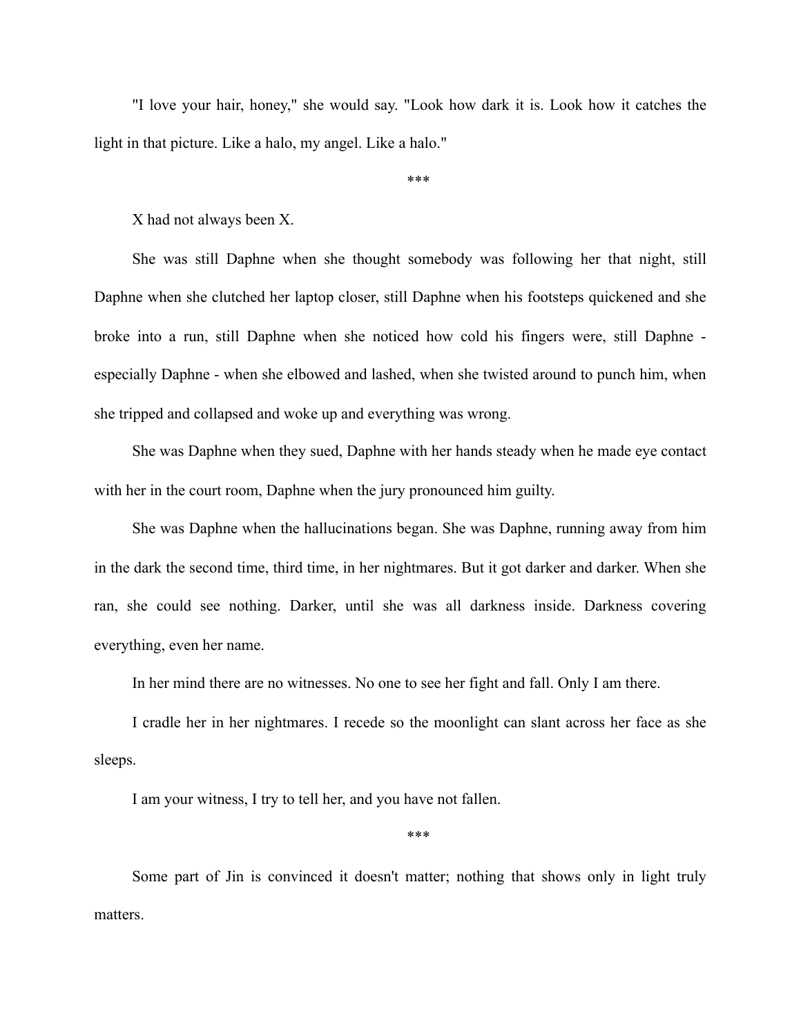"I love your hair, honey," she would say. "Look how dark it is. Look how it catches the light in that picture. Like a halo, my angel. Like a halo."

***

X had not always been X.

She was still Daphne when she thought somebody was following her that night, still Daphne when she clutched her laptop closer, still Daphne when his footsteps quickened and she broke into a run, still Daphne when she noticed how cold his fingers were, still Daphne - especially Daphne - when she elbowed and lashed, when she twisted around to punch him, when she tripped and collapsed and woke up and everything was wrong.

She was Daphne when they sued, Daphne with her hands steady when he made eye contact with her in the court room, Daphne when the jury pronounced him guilty.

She was Daphne when the hallucinations began. She was Daphne, running away from him in the dark the second time, third time, in her nightmares. But it got darker and darker. When she ran, she could see nothing. Darker, until she was all darkness inside. Darkness covering everything, even her name.

In her mind there are no witnesses. No one to see her fight and fall. Only I am there.

I cradle her in her nightmares. I recede so the moonlight can slant across her face as she sleeps.

I am your witness, I try to tell her, and you have not fallen.

***

Some part of Jin is convinced it doesn't matter; nothing that shows only in light truly matters.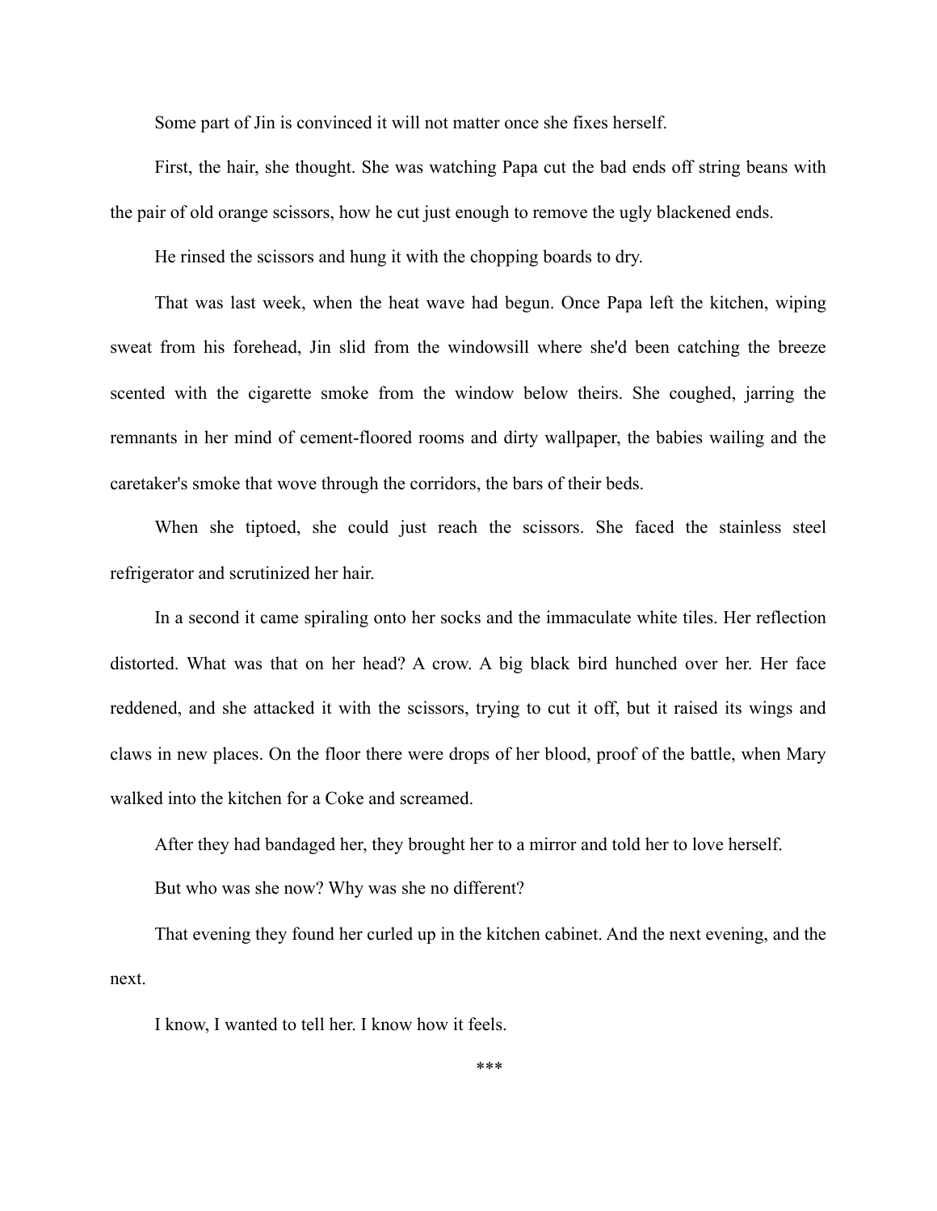Some part of Jin is convinced it will not matter once she fixes herself.

First, the hair, she thought. She was watching Papa cut the bad ends off string beans with the pair of old orange scissors, how he cut just enough to remove the ugly blackened ends.

He rinsed the scissors and hung it with the chopping boards to dry.

That was last week, when the heat wave had begun. Once Papa left the kitchen, wiping sweat from his forehead, Jin slid from the windowsill where she'd been catching the breeze scented with the cigarette smoke from the window below theirs. She coughed, jarring the remnants in her mind of cement-floored rooms and dirty wallpaper, the babies wailing and the caretaker's smoke that wove through the corridors, the bars of their beds.

When she tiptoed, she could just reach the scissors. She faced the stainless steel refrigerator and scrutinized her hair.

In a second it came spiraling onto her socks and the immaculate white tiles. Her reflection distorted. What was that on her head? A crow. A big black bird hunched over her. Her face reddened, and she attacked it with the scissors, trying to cut it off, but it raised its wings and claws in new places. On the floor there were drops of her blood, proof of the battle, when Mary walked into the kitchen for a Coke and screamed.

After they had bandaged her, they brought her to a mirror and told her to love herself.

But who was she now? Why was she no different?

That evening they found her curled up in the kitchen cabinet. And the next evening, and the next.

I know, I wanted to tell her. I know how it feels.

***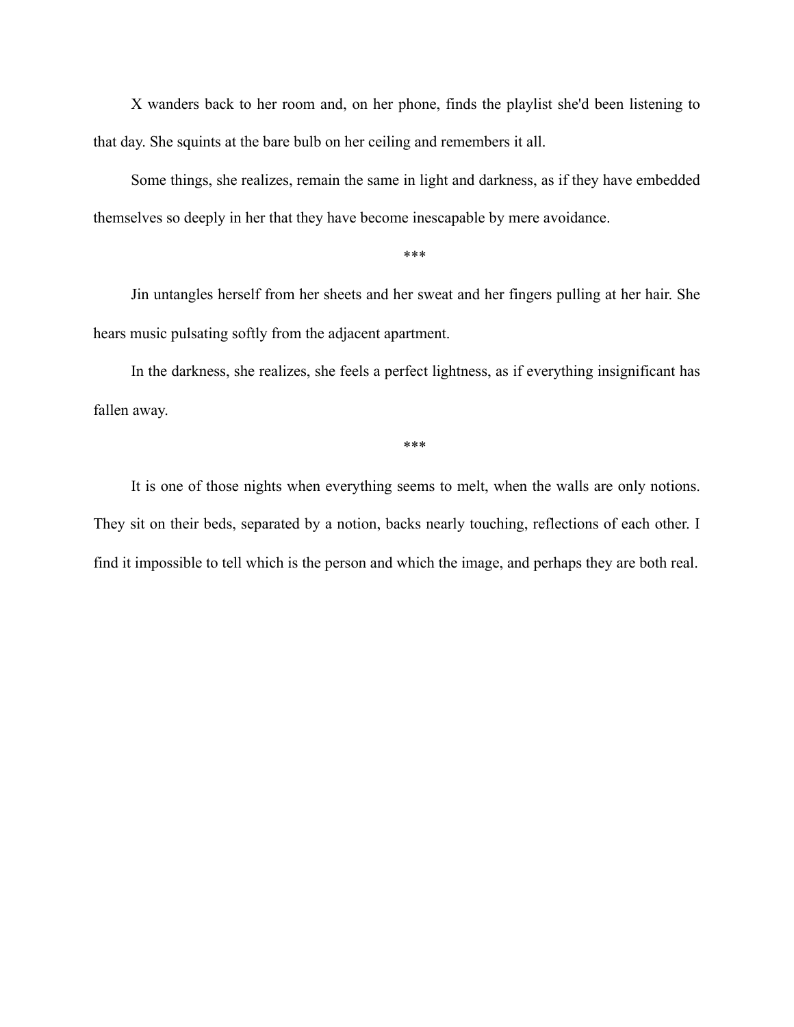X wanders back to her room and, on her phone, finds the playlist she'd been listening to that day. She squints at the bare bulb on her ceiling and remembers it all.

Some things, she realizes, remain the same in light and darkness, as if they have embedded themselves so deeply in her that they have become inescapable by mere avoidance.

***

Jin untangles herself from her sheets and her sweat and her fingers pulling at her hair. She hears music pulsating softly from the adjacent apartment.

In the darkness, she realizes, she feels a perfect lightness, as if everything insignificant has fallen away.

***

It is one of those nights when everything seems to melt, when the walls are only notions. They sit on their beds, separated by a notion, backs nearly touching, reflections of each other. I find it impossible to tell which is the person and which the image, and perhaps they are both real.